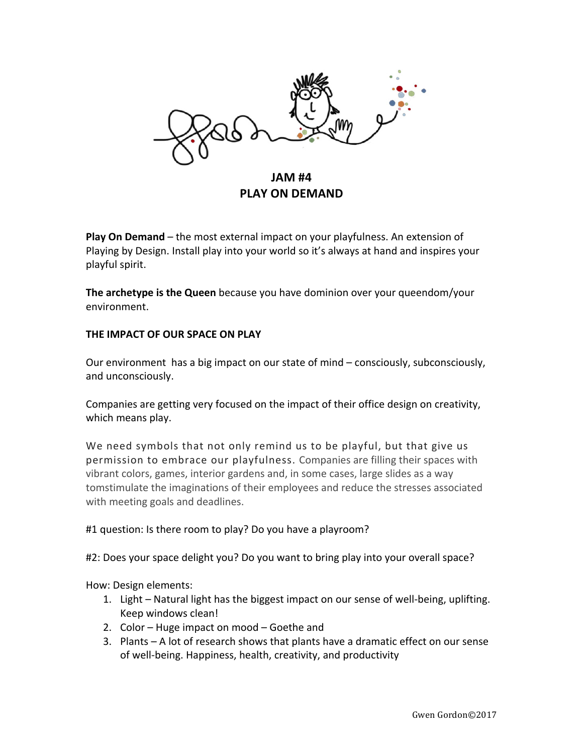# JAM #4
# PLAY ON DEMAND

**Play On Demand** – the most external impact on your playfulness. An extension of Playing by Design. Install play into your world so it's always at hand and inspires your playful spirit.

**The archetype is the Queen** because you have dominion over your queendom/your environment.

**THE IMPACT OF OUR SPACE ON PLAY**

Our environment has a big impact on our state of mind – consciously, subconsciously, and unconsciously.

Companies are getting very focused on the impact of their office design on creativity, which means play.

We need symbols that not only remind us to be playful, but that give us permission to embrace our playfulness. Companies are filling their spaces with vibrant colors, games, interior gardens and, in some cases, large slides as a way tomstimulate the imaginations of their employees and reduce the stresses associated with meeting goals and deadlines.

#1 question: Is there room to play? Do you have a playroom?

#2: Does your space delight you? Do you want to bring play into your overall space?

How: Design elements:

1. Light – Natural light has the biggest impact on our sense of well-being, uplifting. Keep windows clean!
2. Color – Huge impact on mood – Goethe and
3. Plants – A lot of research shows that plants have a dramatic effect on our sense of well-being. Happiness, health, creativity, and productivity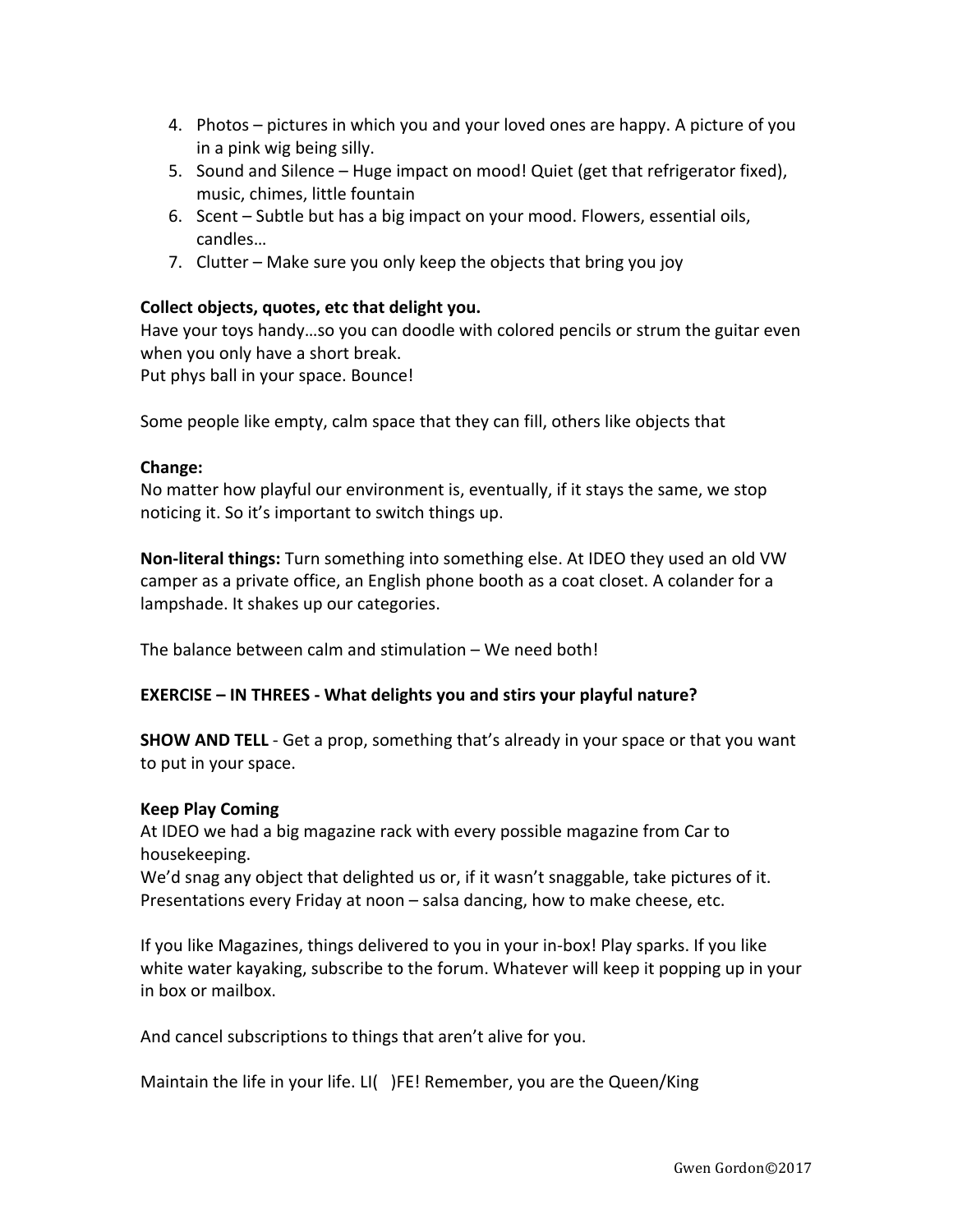4. Photos – pictures in which you and your loved ones are happy. A picture of you in a pink wig being silly.
5. Sound and Silence – Huge impact on mood! Quiet (get that refrigerator fixed), music, chimes, little fountain
6. Scent – Subtle but has a big impact on your mood. Flowers, essential oils, candles…
7. Clutter – Make sure you only keep the objects that bring you joy

**Collect objects, quotes, etc that delight you.**
Have your toys handy…so you can doodle with colored pencils or strum the guitar even when you only have a short break.
Put phys ball in your space. Bounce!

Some people like empty, calm space that they can fill, others like objects that

**Change:**
No matter how playful our environment is, eventually, if it stays the same, we stop noticing it. So it's important to switch things up.

**Non-literal things:** Turn something into something else. At IDEO they used an old VW camper as a private office, an English phone booth as a coat closet. A colander for a lampshade. It shakes up our categories.

The balance between calm and stimulation – We need both!

**EXERCISE – IN THREES - What delights you and stirs your playful nature?**

**SHOW AND TELL** - Get a prop, something that's already in your space or that you want to put in your space.

**Keep Play Coming**
At IDEO we had a big magazine rack with every possible magazine from Car to housekeeping.
We'd snag any object that delighted us or, if it wasn't snaggable, take pictures of it.
Presentations every Friday at noon – salsa dancing, how to make cheese, etc.

If you like Magazines, things delivered to you in your in-box! Play sparks. If you like white water kayaking, subscribe to the forum. Whatever will keep it popping up in your in box or mailbox.

And cancel subscriptions to things that aren't alive for you.

Maintain the life in your life. LI( )FE! Remember, you are the Queen/King

Gwen Gordon©2017